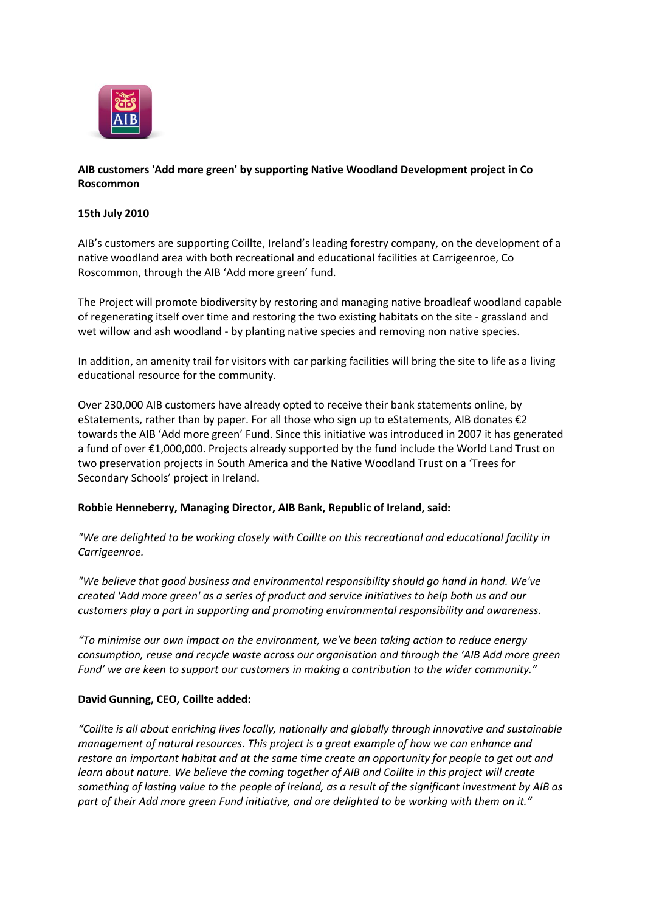**AIB customers 'Add more green' by supporting Native Woodland Development project in Co Roscommon**

**15th July 2010**

AIB's customers are supporting Coillte, Ireland's leading forestry company, on the development of a native woodland area with both recreational and educational facilities at Carrigeenroe, Co Roscommon, through the AIB 'Add more green' fund.

The Project will promote biodiversity by restoring and managing native broadleaf woodland capable of regenerating itself over time and restoring the two existing habitats on the site - grassland and wet willow and ash woodland - by planting native species and removing non native species.

In addition, an amenity trail for visitors with car parking facilities will bring the site to life as a living educational resource for the community.

Over 230,000 AIB customers have already opted to receive their bank statements online, by eStatements, rather than by paper. For all those who sign up to eStatements, AIB donates €2 towards the AIB 'Add more green' Fund. Since this initiative was introduced in 2007 it has generated a fund of over €1,000,000. Projects already supported by the fund include the World Land Trust on two preservation projects in South America and the Native Woodland Trust on a 'Trees for Secondary Schools' project in Ireland.

**Robbie Henneberry, Managing Director, AIB Bank, Republic of Ireland, said:**

*"We are delighted to be working closely with Coillte on this recreational and educational facility in Carrigeenroe.*

*"We believe that good business and environmental responsibility should go hand in hand. We've created 'Add more green' as a series of product and service initiatives to help both us and our customers play a part in supporting and promoting environmental responsibility and awareness.*

*"To minimise our own impact on the environment, we've been taking action to reduce energy consumption, reuse and recycle waste across our organisation and through the 'AIB Add more green Fund' we are keen to support our customers in making a contribution to the wider community."*

**David Gunning, CEO, Coillte added:**

*"Coillte is all about enriching lives locally, nationally and globally through innovative and sustainable management of natural resources. This project is a great example of how we can enhance and restore an important habitat and at the same time create an opportunity for people to get out and learn about nature. We believe the coming together of AIB and Coillte in this project will create something of lasting value to the people of Ireland, as a result of the significant investment by AIB as part of their Add more green Fund initiative, and are delighted to be working with them on it."*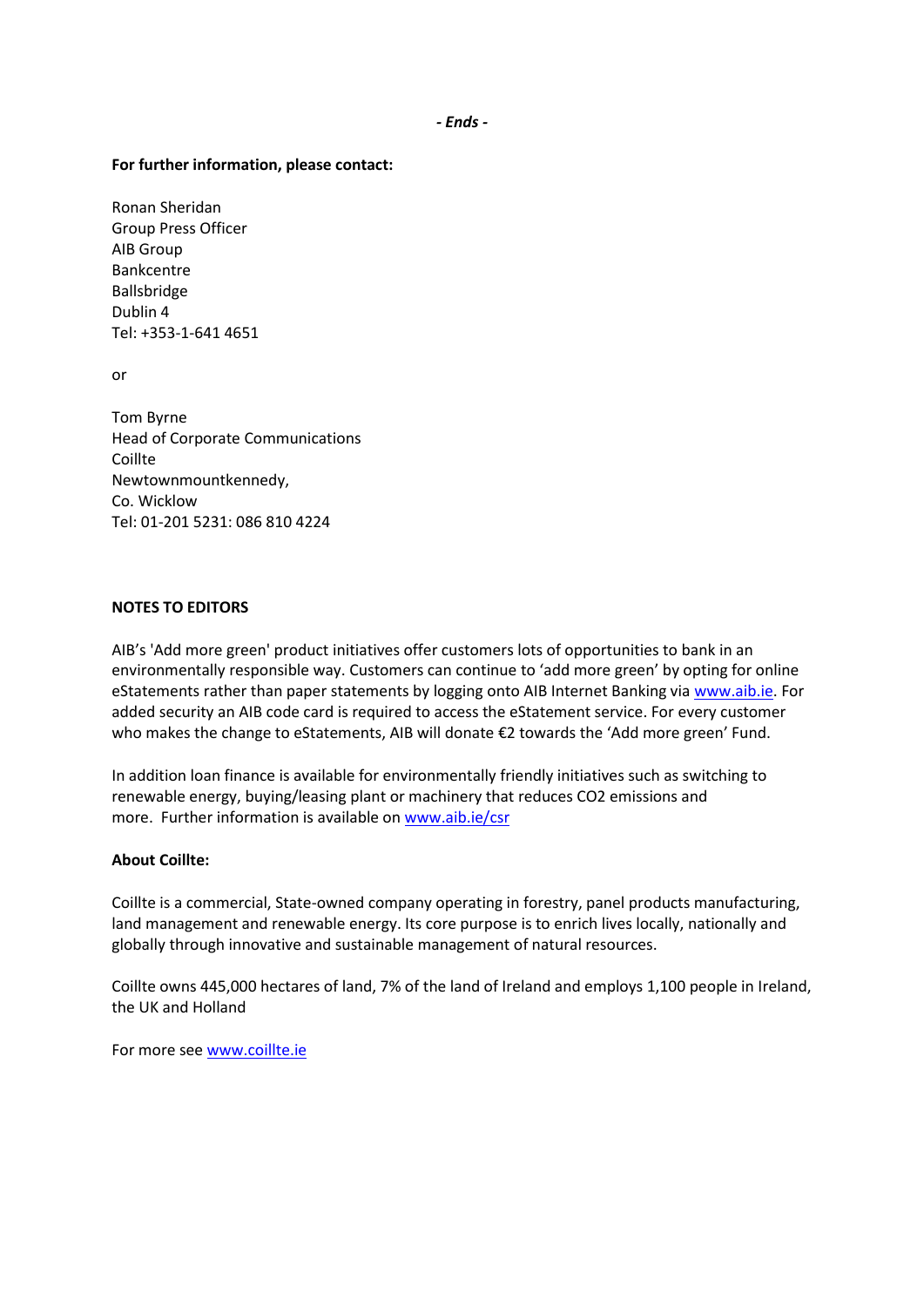*- Ends -*

**For further information, please contact:**

Ronan Sheridan  
Group Press Officer  
AIB Group  
Bankcentre  
Ballsbridge  
Dublin 4  
Tel: +353-1-641 4651

or

Tom Byrne  
Head of Corporate Communications  
Coillte  
Newtownmountkennedy,  
Co. Wicklow  
Tel: 01-201 5231: 086 810 4224

**NOTES TO EDITORS**

AIB's 'Add more green' product initiatives offer customers lots of opportunities to bank in an environmentally responsible way. Customers can continue to 'add more green' by opting for online eStatements rather than paper statements by logging onto AIB Internet Banking via www.aib.ie. For added security an AIB code card is required to access the eStatement service. For every customer who makes the change to eStatements, AIB will donate €2 towards the 'Add more green' Fund.

In addition loan finance is available for environmentally friendly initiatives such as switching to renewable energy, buying/leasing plant or machinery that reduces CO2 emissions and more. Further information is available on www.aib.ie/csr

**About Coillte:**

Coillte is a commercial, State-owned company operating in forestry, panel products manufacturing, land management and renewable energy. Its core purpose is to enrich lives locally, nationally and globally through innovative and sustainable management of natural resources.

Coillte owns 445,000 hectares of land, 7% of the land of Ireland and employs 1,100 people in Ireland, the UK and Holland

For more see www.coillte.ie